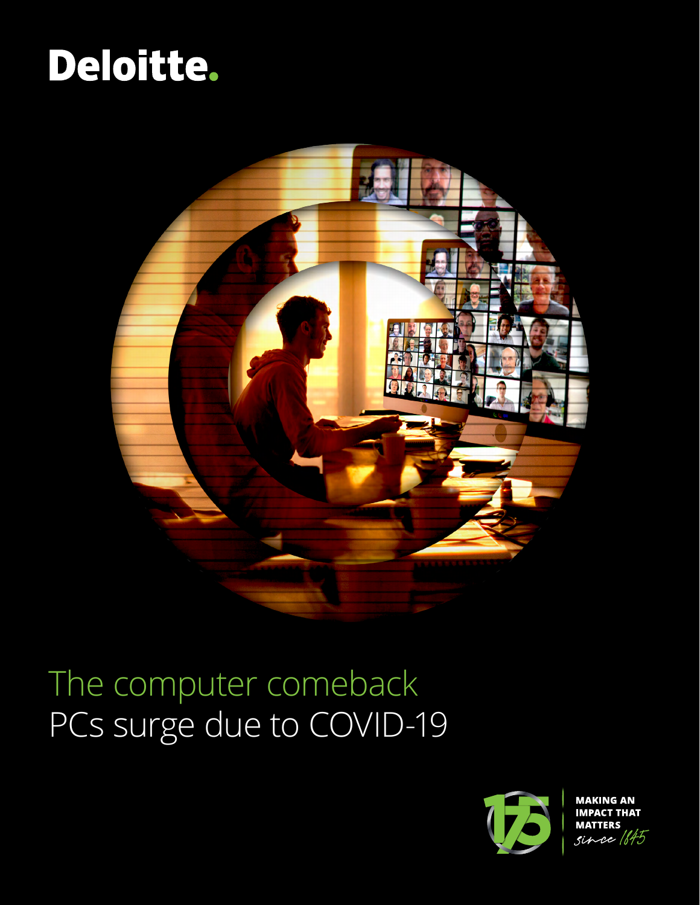Deloitte.

# The computer comeback

## PCs surge due to COVID-19

MAKING AN IMPACT THAT MATTERS since 1845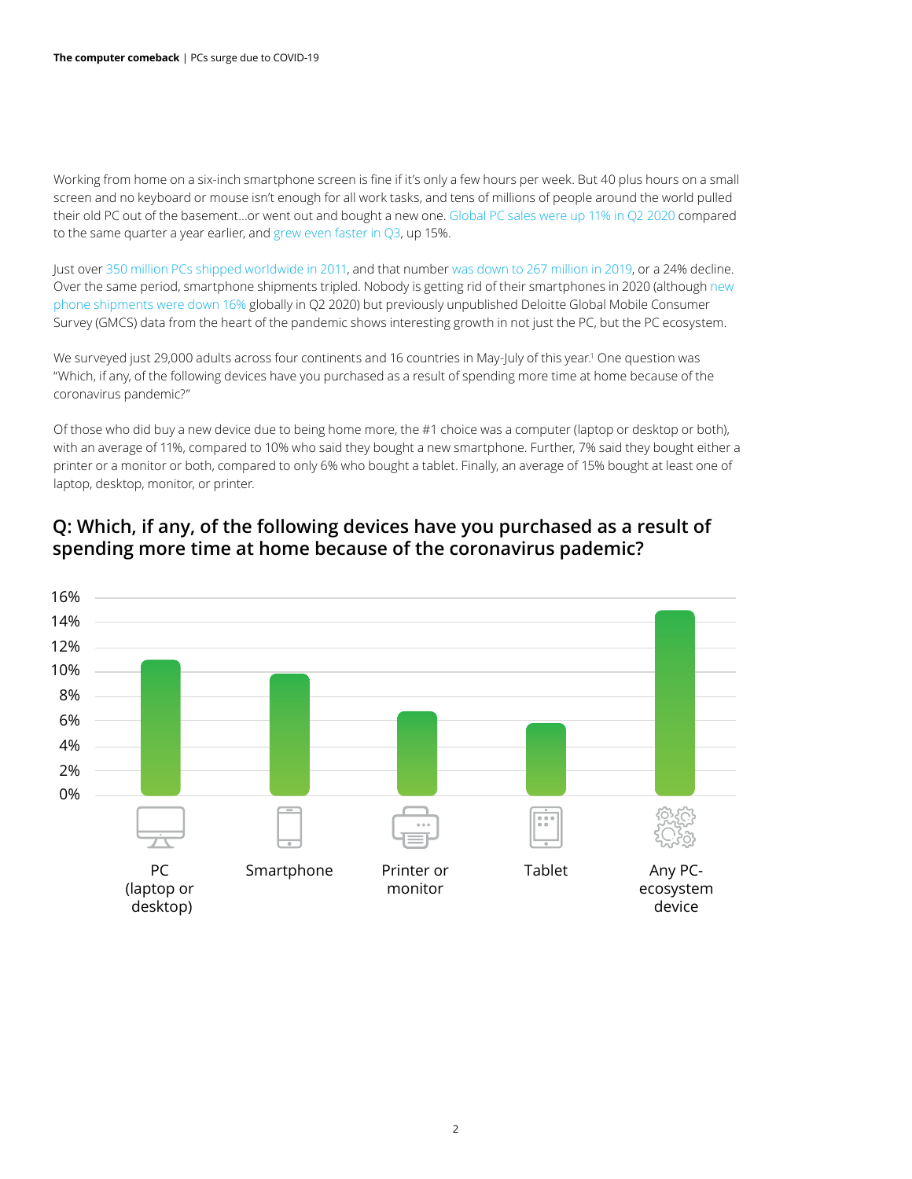Working from home on a six-inch smartphone screen is fine if it's only a few hours per week. But 40 plus hours on a small screen and no keyboard or mouse isn't enough for all work tasks, and tens of millions of people around the world pulled their old PC out of the basement...or went out and bought a new one. Global PC sales were up 11% in Q2 2020 compared to the same quarter a year earlier, and grew even faster in Q3, up 15%.

Just over 350 million PCs shipped worldwide in 2011, and that number was down to 267 million in 2019, or a 24% decline. Over the same period, smartphone shipments tripled. Nobody is getting rid of their smartphones in 2020 (although new phone shipments were down 16% globally in Q2 2020) but previously unpublished Deloitte Global Mobile Consumer Survey (GMCS) data from the heart of the pandemic shows interesting growth in not just the PC, but the PC ecosystem.

We surveyed just 29,000 adults across four continents and 16 countries in May-July of this year.[1] One question was "Which, if any, of the following devices have you purchased as a result of spending more time at home because of the coronavirus pandemic?"

Of those who did buy a new device due to being home more, the #1 choice was a computer (laptop or desktop or both), with an average of 11%, compared to 10% who said they bought a new smartphone. Further, 7% said they bought either a printer or a monitor or both, compared to only 6% who bought a tablet. Finally, an average of 15% bought at least one of laptop, desktop, monitor, or printer.

## Q: Which, if any, of the following devices have you purchased as a result of spending more time at home because of the coronavirus pademic?

| Device | Share |
|---|---|
| PC (laptop or desktop) | 11% |
| Smartphone | 10% |
| Printer or monitor | 7% |
| Tablet | 6% |
| Any PC-ecosystem device | 15% |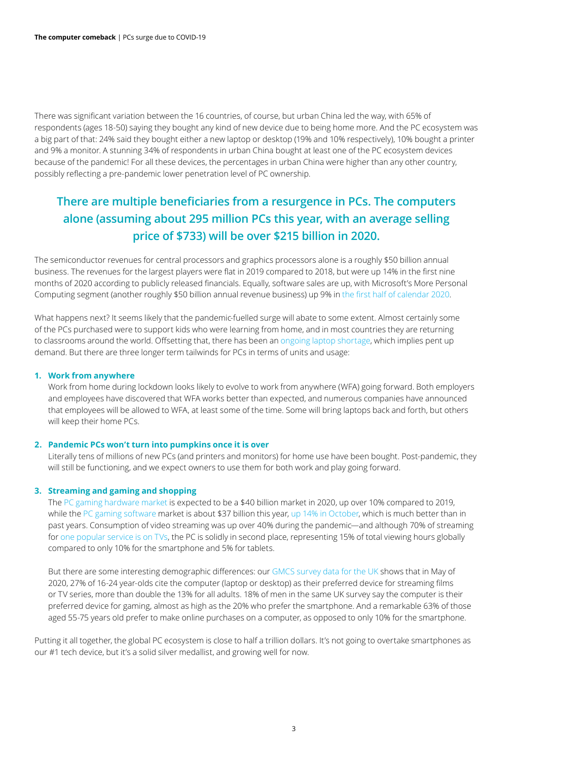There was significant variation between the 16 countries, of course, but urban China led the way, with 65% of respondents (ages 18-50) saying they bought any kind of new device due to being home more. And the PC ecosystem was a big part of that: 24% said they bought either a new laptop or desktop (19% and 10% respectively), 10% bought a printer and 9% a monitor. A stunning 34% of respondents in urban China bought at least one of the PC ecosystem devices because of the pandemic! For all these devices, the percentages in urban China were higher than any other country, possibly reflecting a pre-pandemic lower penetration level of PC ownership.

**There are multiple beneficiaries from a resurgence in PCs. The computers alone (assuming about 295 million PCs this year, with an average selling price of $733) will be over $215 billion in 2020.**

The semiconductor revenues for central processors and graphics processors alone is a roughly $50 billion annual business. The revenues for the largest players were flat in 2019 compared to 2018, but were up 14% in the first nine months of 2020 according to publicly released financials. Equally, software sales are up, with Microsoft's More Personal Computing segment (another roughly $50 billion annual revenue business) up 9% in the first half of calendar 2020.

What happens next? It seems likely that the pandemic-fuelled surge will abate to some extent. Almost certainly some of the PCs purchased were to support kids who were learning from home, and in most countries they are returning to classrooms around the world. Offsetting that, there has been an ongoing laptop shortage, which implies pent up demand. But there are three longer term tailwinds for PCs in terms of units and usage:

1. **Work from anywhere**
   Work from home during lockdown looks likely to evolve to work from anywhere (WFA) going forward. Both employers and employees have discovered that WFA works better than expected, and numerous companies have announced that employees will be allowed to WFA, at least some of the time. Some will bring laptops back and forth, but others will keep their home PCs.

2. **Pandemic PCs won't turn into pumpkins once it is over**
   Literally tens of millions of new PCs (and printers and monitors) for home use have been bought. Post-pandemic, they will still be functioning, and we expect owners to use them for both work and play going forward.

3. **Streaming and gaming and shopping**
   The PC gaming hardware market is expected to be a $40 billion market in 2020, up over 10% compared to 2019, while the PC gaming software market is about $37 billion this year, up 14% in October, which is much better than in past years. Consumption of video streaming was up over 40% during the pandemic—and although 70% of streaming for one popular service is on TVs, the PC is solidly in second place, representing 15% of total viewing hours globally compared to only 10% for the smartphone and 5% for tablets.

   But there are some interesting demographic differences: our GMCS survey data for the UK shows that in May of 2020, 27% of 16-24 year-olds cite the computer (laptop or desktop) as their preferred device for streaming films or TV series, more than double the 13% for all adults. 18% of men in the same UK survey say the computer is their preferred device for gaming, almost as high as the 20% who prefer the smartphone. And a remarkable 63% of those aged 55-75 years old prefer to make online purchases on a computer, as opposed to only 10% for the smartphone.

Putting it all together, the global PC ecosystem is close to half a trillion dollars. It's not going to overtake smartphones as our #1 tech device, but it's a solid silver medallist, and growing well for now.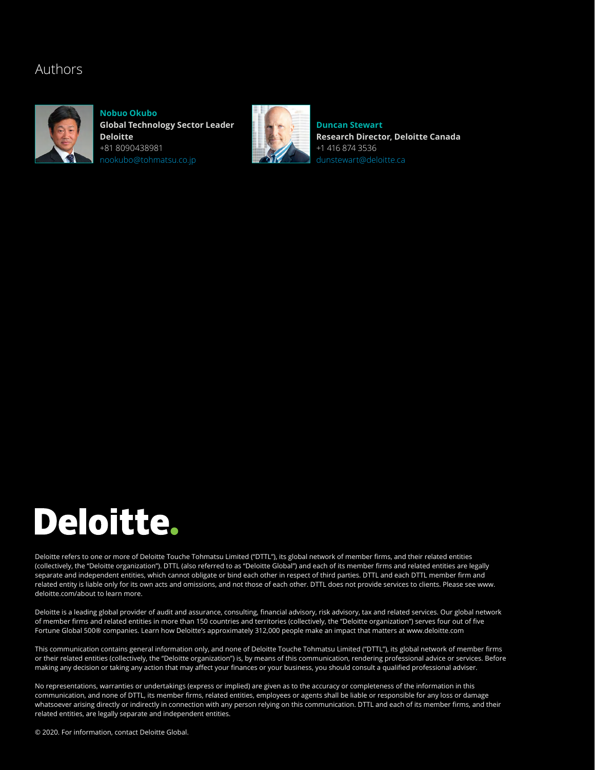## Authors

**Nobuo Okubo**
**Global Technology Sector Leader**
**Deloitte**
+81 8090438981
nookubo@tohmatsu.co.jp

**Duncan Stewart**
**Research Director, Deloitte Canada**
+1 416 874 3536
dunstewart@deloitte.ca

Deloitte.

Deloitte refers to one or more of Deloitte Touche Tohmatsu Limited ("DTTL"), its global network of member firms, and their related entities (collectively, the "Deloitte organization"). DTTL (also referred to as "Deloitte Global") and each of its member firms and related entities are legally separate and independent entities, which cannot obligate or bind each other in respect of third parties. DTTL and each DTTL member firm and related entity is liable only for its own acts and omissions, and not those of each other. DTTL does not provide services to clients. Please see www.deloitte.com/about to learn more.

Deloitte is a leading global provider of audit and assurance, consulting, financial advisory, risk advisory, tax and related services. Our global network of member firms and related entities in more than 150 countries and territories (collectively, the "Deloitte organization") serves four out of five Fortune Global 500® companies. Learn how Deloitte's approximately 312,000 people make an impact that matters at www.deloitte.com

This communication contains general information only, and none of Deloitte Touche Tohmatsu Limited ("DTTL"), its global network of member firms or their related entities (collectively, the "Deloitte organization") is, by means of this communication, rendering professional advice or services. Before making any decision or taking any action that may affect your finances or your business, you should consult a qualified professional adviser.

No representations, warranties or undertakings (express or implied) are given as to the accuracy or completeness of the information in this communication, and none of DTTL, its member firms, related entities, employees or agents shall be liable or responsible for any loss or damage whatsoever arising directly or indirectly in connection with any person relying on this communication. DTTL and each of its member firms, and their related entities, are legally separate and independent entities.

© 2020. For information, contact Deloitte Global.